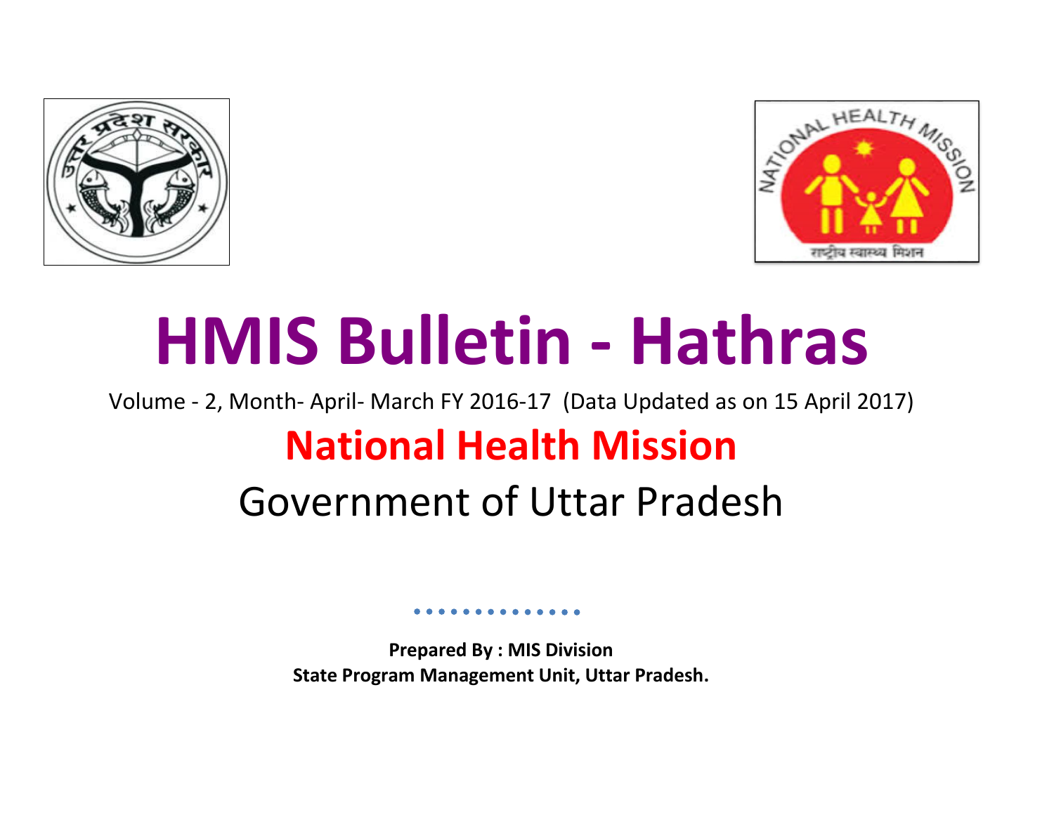# HMIS Bulletin - Hathras

Volume - 2, Month- April- March FY 2016-17 (Data Updated as on 15 April 2017)

## National Health Mission

Government of Uttar Pradesh

**Prepared By : MIS Division**
**State Program Management Unit, Uttar Pradesh.**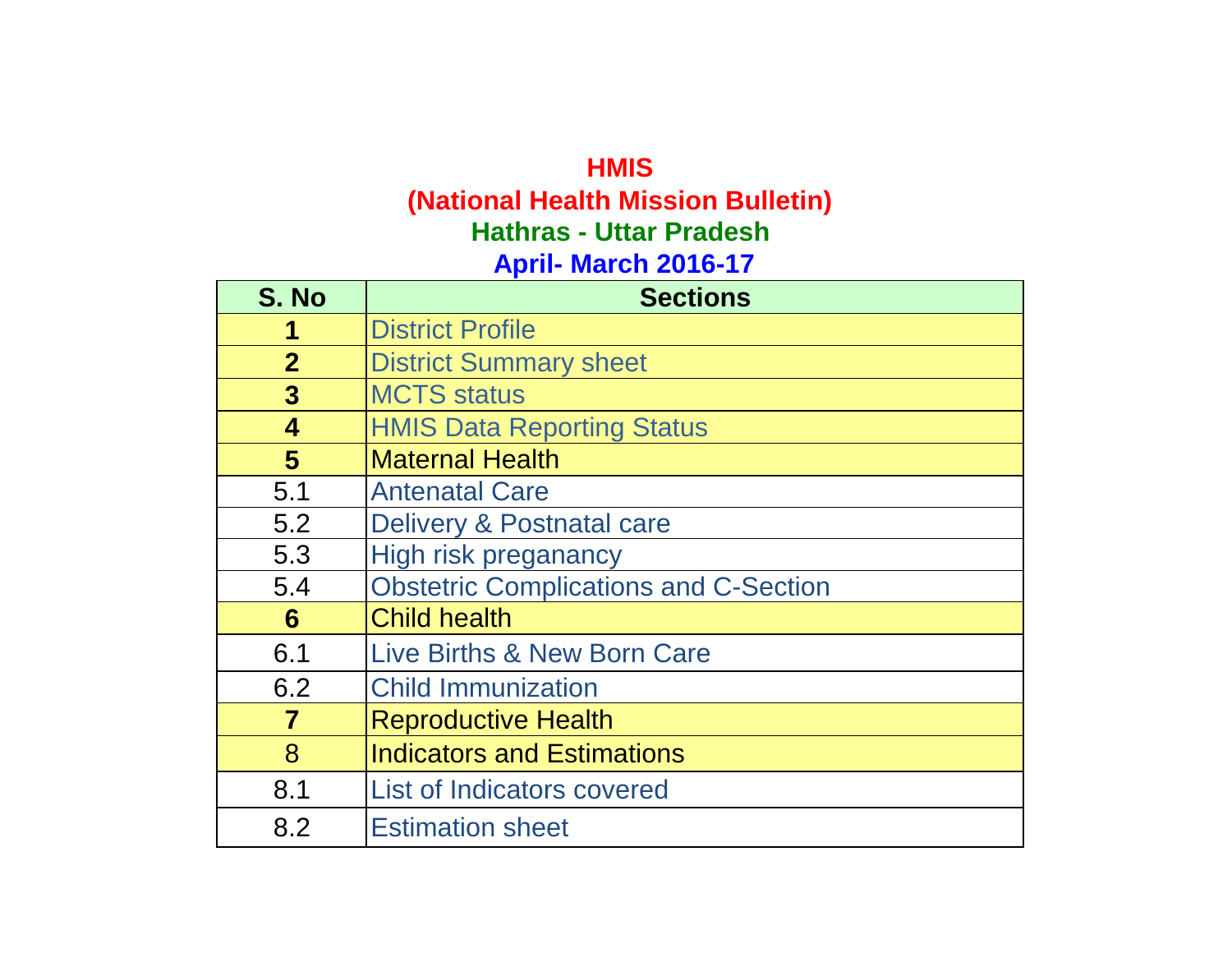# HMIS

## (National Health Mission Bulletin)

### Hathras - Uttar Pradesh

### April- March 2016-17

| S. No | Sections |
|---|---|
| **1** | District Profile |
| **2** | District Summary sheet |
| **3** | MCTS status |
| **4** | HMIS Data Reporting Status |
| **5** | Maternal Health |
| 5.1 | Antenatal Care |
| 5.2 | Delivery & Postnatal care |
| 5.3 | High risk preganancy |
| 5.4 | Obstetric Complications and C-Section |
| **6** | Child health |
| 6.1 | Live Births & New Born Care |
| 6.2 | Child Immunization |
| **7** | Reproductive Health |
| 8 | Indicators and Estimations |
| 8.1 | List of Indicators covered |
| 8.2 | Estimation sheet |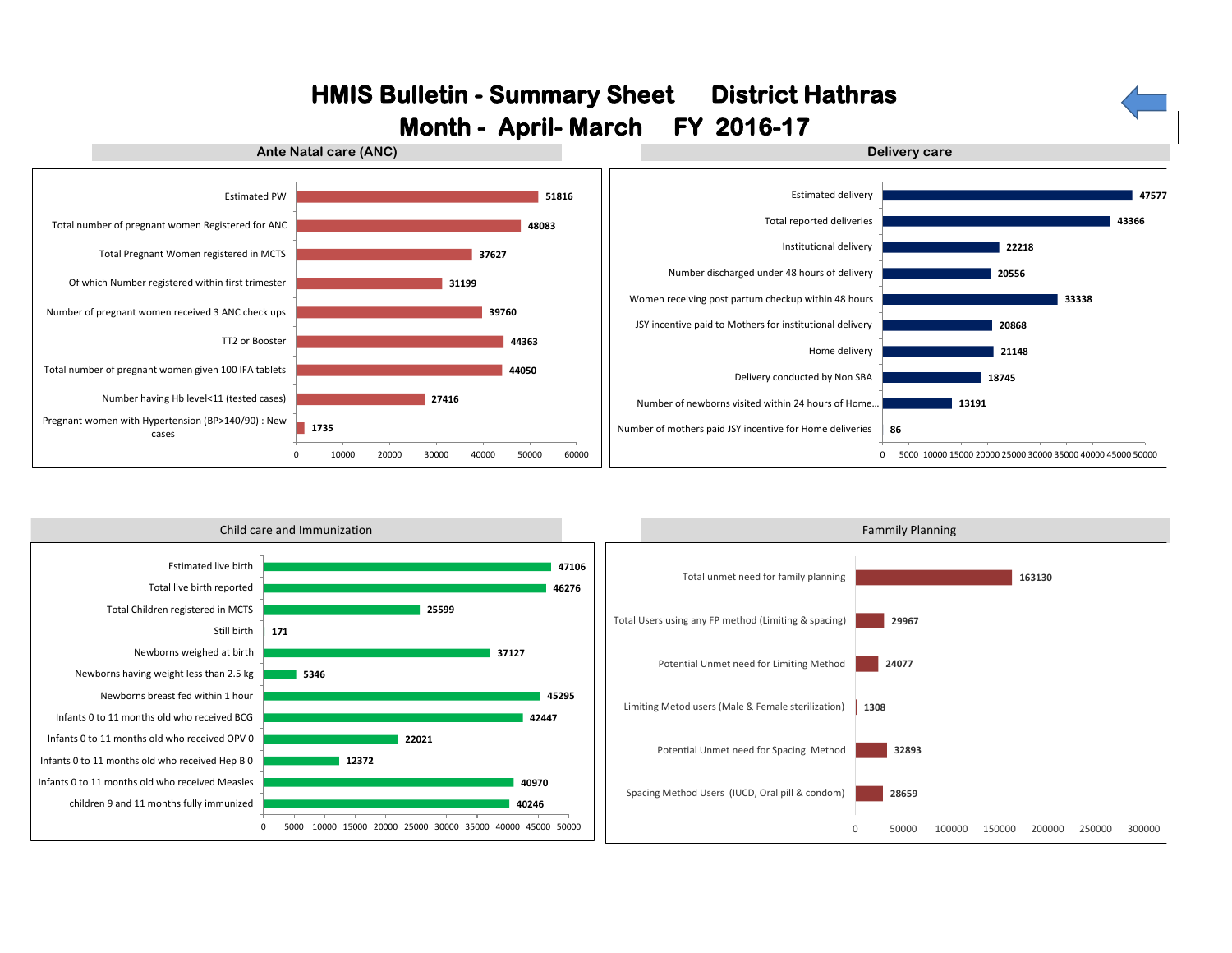# HMIS Bulletin - Summary Sheet District Hathras

## Month - April- March FY 2016-17

### Ante Natal care (ANC)

| Indicator | Value |
|---|---|
| Estimated PW | 51816 |
| Total number of pregnant women Registered for ANC | 48083 |
| Total Pregnant Women registered in MCTS | 37627 |
| Of which Number registered within first trimester | 31199 |
| Number of pregnant women received 3 ANC check ups | 39760 |
| TT2 or Booster | 44363 |
| Total number of pregnant women given 100 IFA tablets | 44050 |
| Number having Hb level<11 (tested cases) | 27416 |
| Pregnant women with Hypertension (BP>140/90) : New cases | 1735 |

### Delivery care

| Indicator | Value |
|---|---|
| Estimated delivery | 47577 |
| Total reported deliveries | 43366 |
| Institutional delivery | 22218 |
| Number discharged under 48 hours of delivery | 20556 |
| Women receiving post partum checkup within 48 hours | 33338 |
| JSY incentive paid to Mothers for institutional delivery | 20868 |
| Home delivery | 21148 |
| Delivery conducted by Non SBA | 18745 |
| Number of newborns visited within 24 hours of Home... | 13191 |
| Number of mothers paid JSY incentive for Home deliveries | 86 |

### Child care and Immunization

| Indicator | Value |
|---|---|
| Estimated live birth | 47106 |
| Total live birth reported | 46276 |
| Total Children registered in MCTS | 25599 |
| Still birth | 171 |
| Newborns weighed at birth | 37127 |
| Newborns having weight less than 2.5 kg | 5346 |
| Newborns breast fed within 1 hour | 45295 |
| Infants 0 to 11 months old who received BCG | 42447 |
| Infants 0 to 11 months old who received OPV 0 | 22021 |
| Infants 0 to 11 months old who received Hep B 0 | 12372 |
| Infants 0 to 11 months old who received Measles | 40970 |
| children 9 and 11 months fully immunized | 40246 |

### Fammily Planning

| Indicator | Value |
|---|---|
| Total unmet need for family planning | 163130 |
| Total Users using any FP method (Limiting & spacing) | 29967 |
| Potential Unmet need for Limiting Method | 24077 |
| Limiting Metod users (Male & Female sterilization) | 1308 |
| Potential Unmet need for Spacing Method | 32893 |
| Spacing Method Users (IUCD, Oral pill & condom) | 28659 |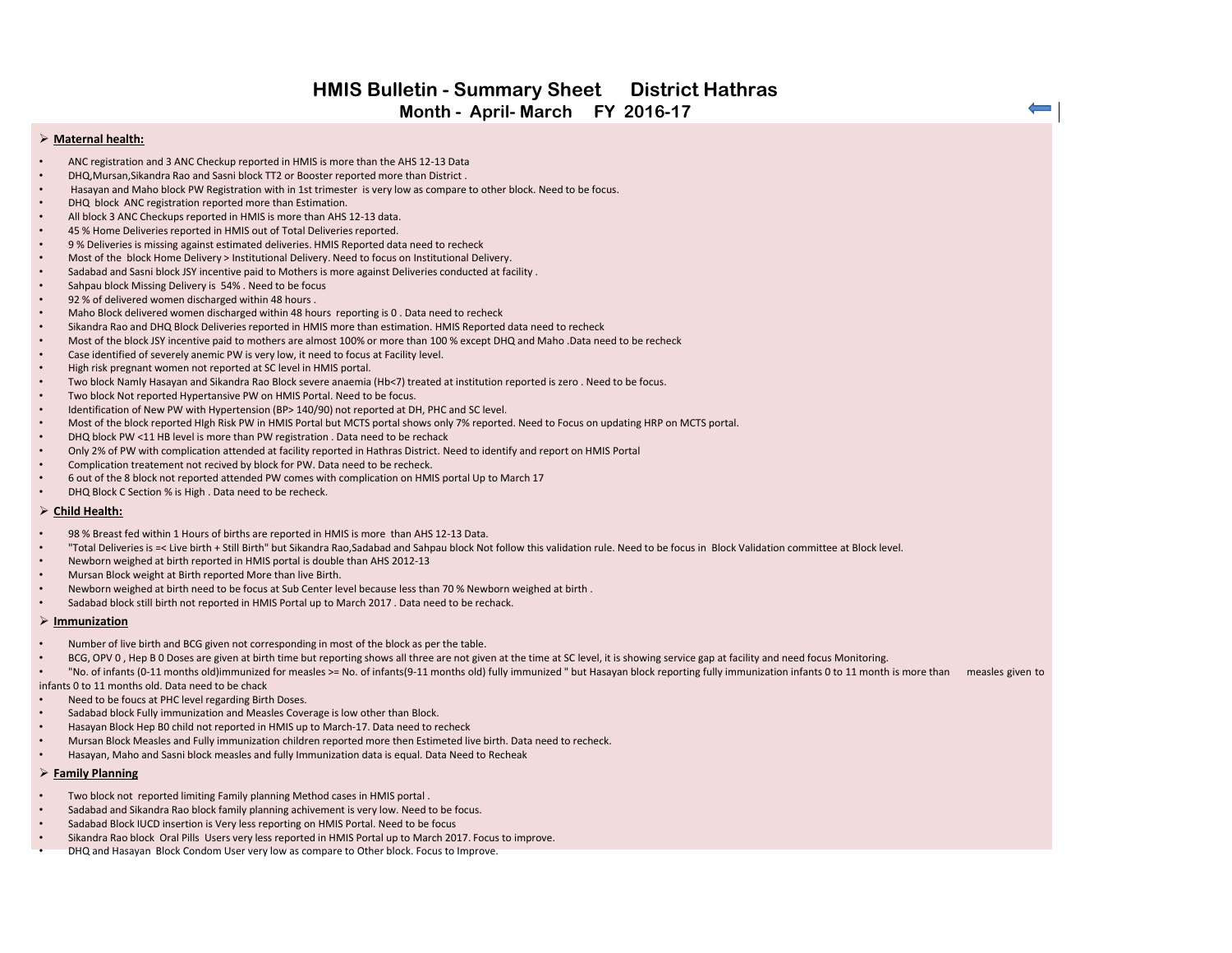# HMIS Bulletin - Summary Sheet District Hathras

## Month - April- March FY 2016-17

### Maternal health:

- ANC registration and 3 ANC Checkup reported in HMIS is more than the AHS 12-13 Data
- DHQ,Mursan,Sikandra Rao and Sasni block TT2 or Booster reported more than District .
- Hasayan and Maho block PW Registration with in 1st trimester is very low as compare to other block. Need to be focus.
- DHQ block ANC registration reported more than Estimation.
- All block 3 ANC Checkups reported in HMIS is more than AHS 12-13 data.
- 45 % Home Deliveries reported in HMIS out of Total Deliveries reported.
- 9 % Deliveries is missing against estimated deliveries. HMIS Reported data need to recheck
- Most of the block Home Delivery > Institutional Delivery. Need to focus on Institutional Delivery.
- Sadabad and Sasni block JSY incentive paid to Mothers is more against Deliveries conducted at facility .
- Sahpau block Missing Delivery is 54% . Need to be focus
- 92 % of delivered women discharged within 48 hours .
- Maho Block delivered women discharged within 48 hours reporting is 0 . Data need to recheck
- Sikandra Rao and DHQ Block Deliveries reported in HMIS more than estimation. HMIS Reported data need to recheck
- Most of the block JSY incentive paid to mothers are almost 100% or more than 100 % except DHQ and Maho .Data need to be recheck
- Case identified of severely anemic PW is very low, it need to focus at Facility level.
- High risk pregnant women not reported at SC level in HMIS portal.
- Two block Namly Hasayan and Sikandra Rao Block severe anaemia (Hb<7) treated at institution reported is zero . Need to be focus.
- Two block Not reported Hypertansive PW on HMIS Portal. Need to be focus.
- Identification of New PW with Hypertension (BP> 140/90) not reported at DH, PHC and SC level.
- Most of the block reported HIgh Risk PW in HMIS Portal but MCTS portal shows only 7% reported. Need to Focus on updating HRP on MCTS portal.
- DHQ block PW <11 HB level is more than PW registration . Data need to be rechack
- Only 2% of PW with complication attended at facility reported in Hathras District. Need to identify and report on HMIS Portal
- Complication treatement not recived by block for PW. Data need to be recheck.
- 6 out of the 8 block not reported attended PW comes with complication on HMIS portal Up to March 17
- DHQ Block C Section % is High . Data need to be recheck.

### Child Health:

- 98 % Breast fed within 1 Hours of births are reported in HMIS is more than AHS 12-13 Data.
- "Total Deliveries is =< Live birth + Still Birth" but Sikandra Rao,Sadabad and Sahpau block Not follow this validation rule. Need to be focus in Block Validation committee at Block level.
- Newborn weighed at birth reported in HMIS portal is double than AHS 2012-13
- Mursan Block weight at Birth reported More than live Birth.
- Newborn weighed at birth need to be focus at Sub Center level because less than 70 % Newborn weighed at birth .
- Sadabad block still birth not reported in HMIS Portal up to March 2017 . Data need to be rechack.

### Immunization

- Number of live birth and BCG given not corresponding in most of the block as per the table.
- BCG, OPV 0 , Hep B 0 Doses are given at birth time but reporting shows all three are not given at the time at SC level, it is showing service gap at facility and need focus Monitoring.
- "No. of infants (0-11 months old)immunized for measles >= No. of infants(9-11 months old) fully immunized " but Hasayan block reporting fully immunization infants 0 to 11 month is more than measles given to infants 0 to 11 months old. Data need to be chack
- Need to be foucs at PHC level regarding Birth Doses.
- Sadabad block Fully immunization and Measles Coverage is low other than Block.
- Hasayan Block Hep B0 child not reported in HMIS up to March-17. Data need to recheck
- Mursan Block Measles and Fully immunization children reported more then Estimeted live birth. Data need to recheck.
- Hasayan, Maho and Sasni block measles and fully Immunization data is equal. Data Need to Recheak

### Family Planning

- Two block not reported limiting Family planning Method cases in HMIS portal .
- Sadabad and Sikandra Rao block family planning achivement is very low. Need to be focus.
- Sadabad Block IUCD insertion is Very less reporting on HMIS Portal. Need to be focus
- Sikandra Rao block Oral Pills Users very less reported in HMIS Portal up to March 2017. Focus to improve.
- DHQ and Hasayan Block Condom User very low as compare to Other block. Focus to Improve.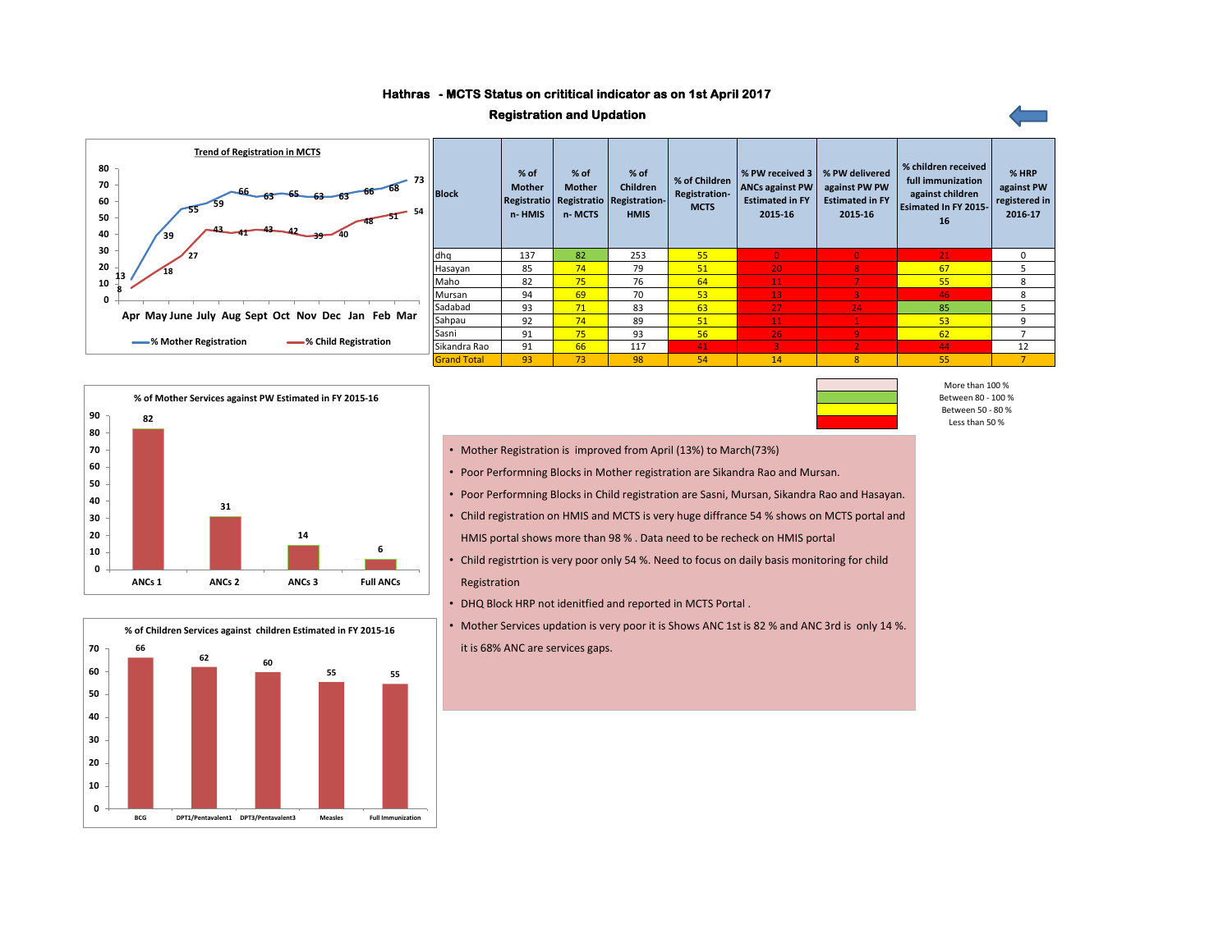# Hathras - MCTS Status on crititical indicator as on 1st April 2017

## Registration and Updation

**Trend of Registration in MCTS**

| Month | % Mother Registration | % Child Registration |
|---|---|---|
| Apr | 13 | 8 |
| May | 39 | 18 |
| June | 55 | 27 |
| July | 59 | 43 |
| Aug | 66 | 41 |
| Sept | 63 | 43 |
| Oct | 65 | 42 |
| Nov | 63 | 39 |
| Dec | 63 | 40 |
| Jan | 66 | 48 |
| Feb | 68 | 51 |
| Mar | 73 | 54 |

| Block | % of Mother Registration- HMIS | % of Mother Registration- MCTS | % of Children Registration-HMIS | % of Children Registration-MCTS | % PW received 3 ANCs against PW Estimated in FY 2015-16 | % PW delivered against PW PW Estimated in FY 2015-16 | % children received full immunization against children Esimated In FY 2015-16 | % HRP against PW registered in 2016-17 |
|---|---|---|---|---|---|---|---|---|
| dhq | 137 | 82 | 253 | 55 | 0 | 0 | 21 | 0 |
| Hasayan | 85 | 74 | 79 | 51 | 20 | 8 | 67 | 5 |
| Maho | 82 | 75 | 76 | 64 | 11 | 7 | 55 | 8 |
| Mursan | 94 | 69 | 70 | 53 | 13 | 3 | 46 | 8 |
| Sadabad | 93 | 71 | 83 | 63 | 27 | 24 | 85 | 5 |
| Sahpau | 92 | 74 | 89 | 51 | 11 | 1 | 53 | 9 |
| Sasni | 91 | 75 | 93 | 56 | 26 | 9 | 62 | 7 |
| Sikandra Rao | 91 | 66 | 117 | 41 | 3 | 2 | 44 | 12 |
| Grand Total | 93 | 73 | 98 | 54 | 14 | 8 | 55 | 7 |

Legend:
- More than 100 %
- Between 80 - 100 %
- Between 50 - 80 %
- Less than 50 %

**% of Mother Services against PW Estimated in FY 2015-16**

| Service | % |
|---|---|
| ANCs 1 | 82 |
| ANCs 2 | 31 |
| ANCs 3 | 14 |
| Full ANCs | 6 |

**% of Children Services against children Estimated in FY 2015-16**

| Service | % |
|---|---|
| BCG | 66 |
| DPT1/Pentavalent1 | 62 |
| DPT3/Pentavalent3 | 60 |
| Measles | 55 |
| Full Immunization | 55 |

- Mother Registration is improved from April (13%) to March(73%)
- Poor Performning Blocks in Mother registration are Sikandra Rao and Mursan.
- Poor Performning Blocks in Child registration are Sasni, Mursan, Sikandra Rao and Hasayan.
- Child registration on HMIS and MCTS is very huge diffrance 54 % shows on MCTS portal and HMIS portal shows more than 98 % . Data need to be recheck on HMIS portal
- Child registrtion is very poor only 54 %. Need to focus on daily basis monitoring for child Registration
- DHQ Block HRP not idenitfied and reported in MCTS Portal .
- Mother Services updation is very poor it is Shows ANC 1st is 82 % and ANC 3rd is only 14 %. it is 68% ANC are services gaps.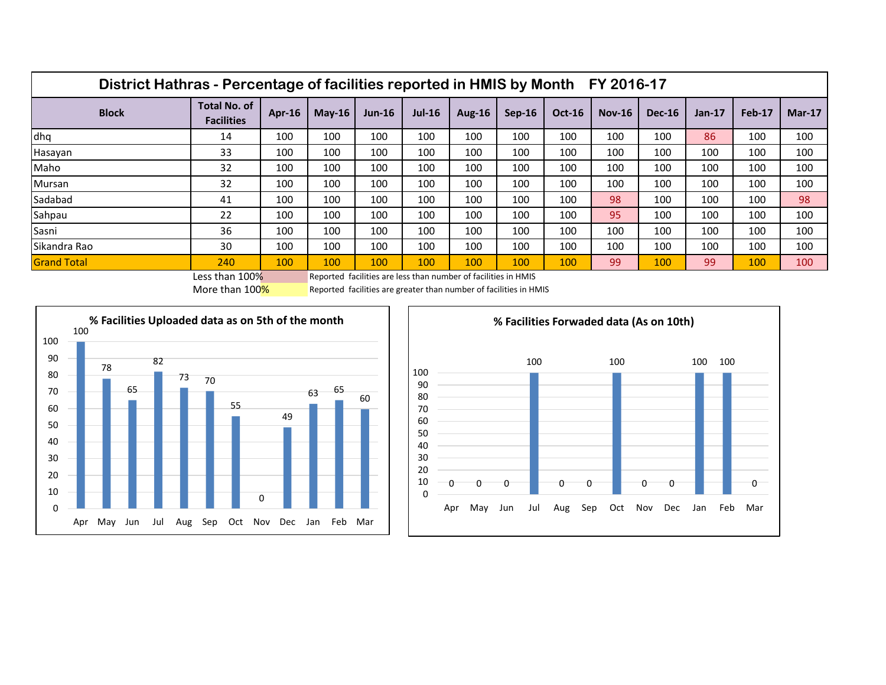## District Hathras - Percentage of facilities reported in HMIS by Month FY 2016-17

| Block | Total No. of Facilities | Apr-16 | May-16 | Jun-16 | Jul-16 | Aug-16 | Sep-16 | Oct-16 | Nov-16 | Dec-16 | Jan-17 | Feb-17 | Mar-17 |
|---|---|---|---|---|---|---|---|---|---|---|---|---|---|
| dhq | 14 | 100 | 100 | 100 | 100 | 100 | 100 | 100 | 100 | 100 | 86 | 100 | 100 |
| Hasayan | 33 | 100 | 100 | 100 | 100 | 100 | 100 | 100 | 100 | 100 | 100 | 100 | 100 |
| Maho | 32 | 100 | 100 | 100 | 100 | 100 | 100 | 100 | 100 | 100 | 100 | 100 | 100 |
| Mursan | 32 | 100 | 100 | 100 | 100 | 100 | 100 | 100 | 100 | 100 | 100 | 100 | 100 |
| Sadabad | 41 | 100 | 100 | 100 | 100 | 100 | 100 | 100 | 98 | 100 | 100 | 100 | 98 |
| Sahpau | 22 | 100 | 100 | 100 | 100 | 100 | 100 | 100 | 95 | 100 | 100 | 100 | 100 |
| Sasni | 36 | 100 | 100 | 100 | 100 | 100 | 100 | 100 | 100 | 100 | 100 | 100 | 100 |
| Sikandra Rao | 30 | 100 | 100 | 100 | 100 | 100 | 100 | 100 | 100 | 100 | 100 | 100 | 100 |
| Grand Total | 240 | 100 | 100 | 100 | 100 | 100 | 100 | 100 | 99 | 100 | 99 | 100 | 100 |

Less than 100% — Reported facilities are less than number of facilities in HMIS

More than 100% — Reported facilities are greater than number of facilities in HMIS

### % Facilities Uploaded data as on 5th of the month

| Month | Apr | May | Jun | Jul | Aug | Sep | Oct | Nov | Dec | Jan | Feb | Mar |
|---|---|---|---|---|---|---|---|---|---|---|---|---|
| % | 100 | 78 | 65 | 82 | 73 | 70 | 55 | 0 | 49 | 63 | 65 | 60 |

### % Facilities Forwaded data (As on 10th)

| Month | Apr | May | Jun | Jul | Aug | Sep | Oct | Nov | Dec | Jan | Feb | Mar |
|---|---|---|---|---|---|---|---|---|---|---|---|---|
| % | 0 | 0 | 0 | 100 | 0 | 0 | 100 | 0 | 0 | 100 | 100 | 0 |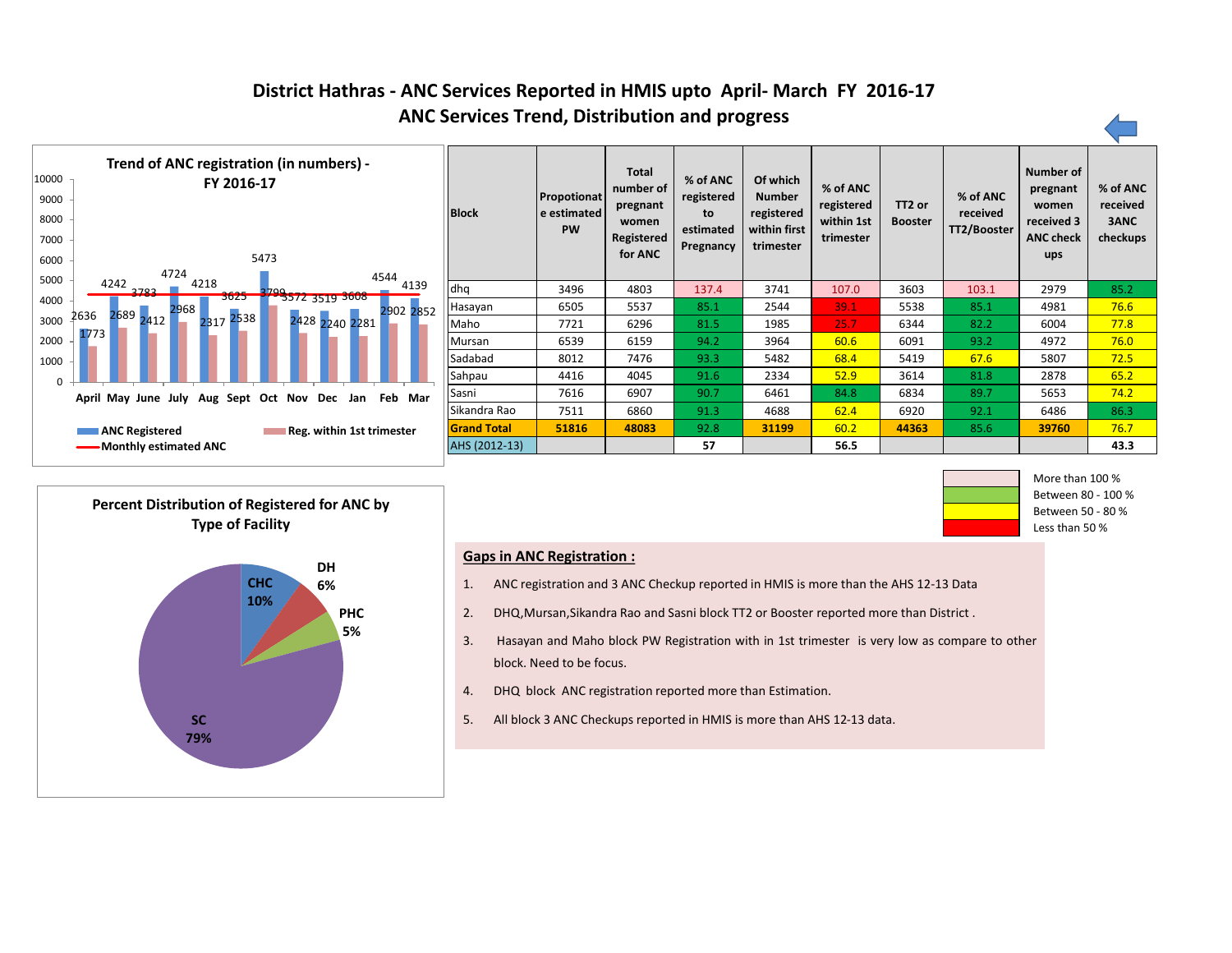# District Hathras - ANC Services Reported in HMIS upto April- March FY 2016-17

## ANC Services Trend, Distribution and progress

**Trend of ANC registration (in numbers) - FY 2016-17**

| Month | ANC Registered | Reg. within 1st trimester |
|---|---|---|
| April | 2636 | 1773 |
| May | 4242 | 2689 |
| June | 3783 | 2412 |
| July | 4724 | 2968 |
| Aug | 4218 | 2317 |
| Sept | 3625 | 2538 |
| Oct | 5473 | 3799 |
| Nov | 3572 | 2428 |
| Dec | 3519 | 2240 |
| Jan | 3608 | 2281 |
| Feb | 4544 | 2902 |
| Mar | 4139 | 2852 |

Legend: ANC Registered; Reg. within 1st trimester; Monthly estimated ANC

| Block | Propotionate estimated PW | Total number of pregnant women Registered for ANC | % of ANC registered to estimated Pregnancy | Of which Number registered within first trimester | % of ANC registered within 1st trimester | TT2 or Booster | % of ANC received TT2/Booster | Number of pregnant women received 3 ANC check ups | % of ANC received 3ANC checkups |
|---|---|---|---|---|---|---|---|---|---|
| dhq | 3496 | 4803 | 137.4 | 3741 | 107.0 | 3603 | 103.1 | 2979 | 85.2 |
| Hasayan | 6505 | 5537 | 85.1 | 2544 | 39.1 | 5538 | 85.1 | 4981 | 76.6 |
| Maho | 7721 | 6296 | 81.5 | 1985 | 25.7 | 6344 | 82.2 | 6004 | 77.8 |
| Mursan | 6539 | 6159 | 94.2 | 3964 | 60.6 | 6091 | 93.2 | 4972 | 76.0 |
| Sadabad | 8012 | 7476 | 93.3 | 5482 | 68.4 | 5419 | 67.6 | 5807 | 72.5 |
| Sahpau | 4416 | 4045 | 91.6 | 2334 | 52.9 | 3614 | 81.8 | 2878 | 65.2 |
| Sasni | 7616 | 6907 | 90.7 | 6461 | 84.8 | 6834 | 89.7 | 5653 | 74.2 |
| Sikandra Rao | 7511 | 6860 | 91.3 | 4688 | 62.4 | 6920 | 92.1 | 6486 | 86.3 |
| **Grand Total** | **51816** | **48083** | 92.8 | **31199** | 60.2 | **44363** | 85.6 | **39760** | 76.7 |
| AHS (2012-13) | | | 57 | | 56.5 | | | | 43.3 |

Legend: More than 100 %; Between 80 - 100 %; Between 50 - 80 %; Less than 50 %

**Percent Distribution of Registered for ANC by Type of Facility**

| Facility | Percent |
|---|---|
| SC | 79% |
| CHC | 10% |
| DH | 6% |
| PHC | 5% |

### Gaps in ANC Registration :

1. ANC registration and 3 ANC Checkup reported in HMIS is more than the AHS 12-13 Data
2. DHQ,Mursan,Sikandra Rao and Sasni block TT2 or Booster reported more than District .
3. Hasayan and Maho block PW Registration with in 1st trimester is very low as compare to other block. Need to be focus.
4. DHQ block ANC registration reported more than Estimation.
5. All block 3 ANC Checkups reported in HMIS is more than AHS 12-13 data.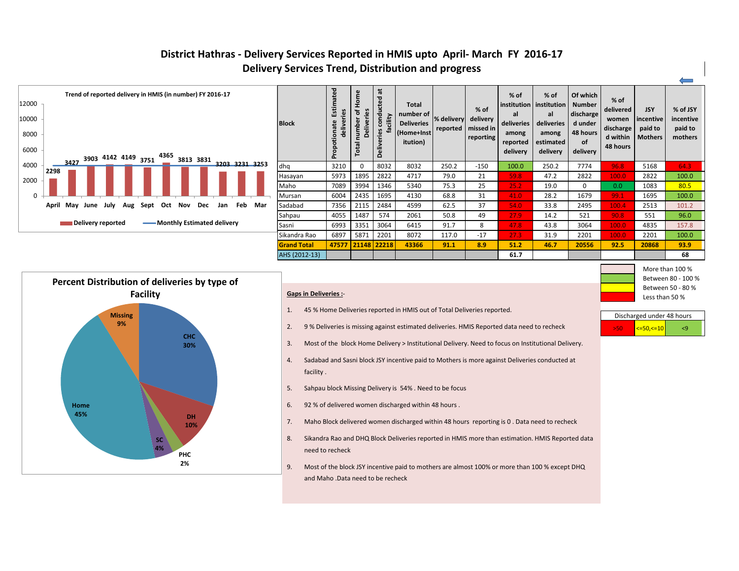# District Hathras - Delivery Services Reported in HMIS upto April- March FY 2016-17

## Delivery Services Trend, Distribution and progress

**Trend of reported delivery in HMIS (in number) FY 2016-17**

| Month | April | May | June | July | Aug | Sept | Oct | Nov | Dec | Jan | Feb | Mar |
|---|---|---|---|---|---|---|---|---|---|---|---|---|
| Delivery reported | 2298 | 3427 | 3903 | 4142 | 4149 | 3751 | 4365 | 3813 | 3831 | 3203 | 3231 | 3253 |

Delivery reported — Monthly Estimated delivery

| Block | Propotionate Estimated deliveries | Total number of Home Deliveries | Deliveries conducted at facility | Total number of Deliveries (Home+Institution) | % delivery reported | % of delivery missed in reporting | % of institutional deliveries among reported delivery | % of institutional deliveries among estimated delivery | Of which Number discharged under 48 hours of delivery | % of delivered women discharged within 48 hours | JSY incentive paid to Mothers | % of JSY incentive paid to mothers |
|---|---|---|---|---|---|---|---|---|---|---|---|---|
| dhq | 3210 | 0 | 8032 | 8032 | 250.2 | -150 | 100.0 | 250.2 | 7774 | 96.8 | 5168 | 64.3 |
| Hasayan | 5973 | 1895 | 2822 | 4717 | 79.0 | 21 | 59.8 | 47.2 | 2822 | 100.0 | 2822 | 100.0 |
| Maho | 7089 | 3994 | 1346 | 5340 | 75.3 | 25 | 25.2 | 19.0 | 0 | 0.0 | 1083 | 80.5 |
| Mursan | 6004 | 2435 | 1695 | 4130 | 68.8 | 31 | 41.0 | 28.2 | 1679 | 99.1 | 1695 | 100.0 |
| Sadabad | 7356 | 2115 | 2484 | 4599 | 62.5 | 37 | 54.0 | 33.8 | 2495 | 100.4 | 2513 | 101.2 |
| Sahpau | 4055 | 1487 | 574 | 2061 | 50.8 | 49 | 27.9 | 14.2 | 521 | 90.8 | 551 | 96.0 |
| Sasni | 6993 | 3351 | 3064 | 6415 | 91.7 | 8 | 47.8 | 43.8 | 3064 | 100.0 | 4835 | 157.8 |
| Sikandra Rao | 6897 | 5871 | 2201 | 8072 | 117.0 | -17 | 27.3 | 31.9 | 2201 | 100.0 | 2201 | 100.0 |
| **Grand Total** | **47577** | **21148** | **22218** | **43366** | **91.1** | **8.9** | **51.2** | **46.7** | **20556** | **92.5** | **20868** | **93.9** |
| AHS (2012-13) | | | | | | | 61.7 | | | | | 68 |

Legend: More than 100 % / Between 80 - 100 % / Between 50 - 80 % / Less than 50 %

| Discharged under 48 hours | | |
|---|---|---|
| >50 | <=50,<=10 | <9 |

**Percent Distribution of deliveries by type of Facility**

| Type | % |
|---|---|
| CHC | 30% |
| DH | 10% |
| PHC | 2% |
| SC | 4% |
| Home | 45% |
| Missing | 9% |

**Gaps in Deliveries :-**

1. 45 % Home Deliveries reported in HMIS out of Total Deliveries reported.
2. 9 % Deliveries is missing against estimated deliveries. HMIS Reported data need to recheck
3. Most of the block Home Delivery > Institutional Delivery. Need to focus on Institutional Delivery.
4. Sadabad and Sasni block JSY incentive paid to Mothers is more against Deliveries conducted at facility .
5. Sahpau block Missing Delivery is 54% . Need to be focus
6. 92 % of delivered women discharged within 48 hours .
7. Maho Block delivered women discharged within 48 hours reporting is 0 . Data need to recheck
8. Sikandra Rao and DHQ Block Deliveries reported in HMIS more than estimation. HMIS Reported data need to recheck
9. Most of the block JSY incentive paid to mothers are almost 100% or more than 100 % except DHQ and Maho .Data need to be recheck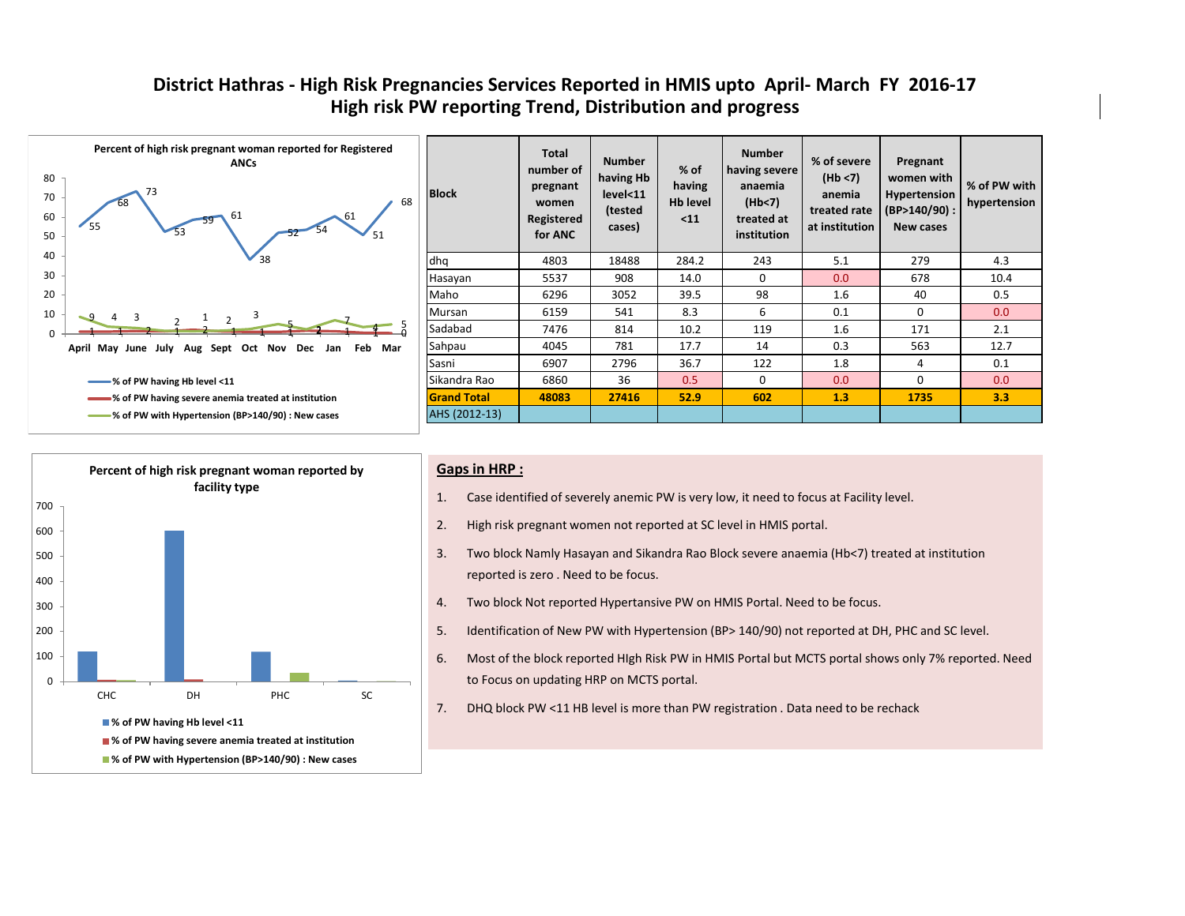# District Hathras - High Risk Pregnancies Services Reported in HMIS upto April- March FY 2016-17
## High risk PW reporting Trend, Distribution and progress

**Percent of high risk pregnant woman reported for Registered ANCs**

| Month | April | May | June | July | Aug | Sept | Oct | Nov | Dec | Jan | Feb | Mar |
|---|---|---|---|---|---|---|---|---|---|---|---|---|
| % of PW having Hb level <11 | 55 | 68 | 73 | 53 | 59 | 61 | 38 | 52 | 54 | 61 | 51 | 68 |
| % of PW having severe anemia treated at institution | 1 | 1 | 2 | 1 | 2 | 1 | 1 | 1 | 2 | 1 | 1 | 0 |
| % of PW with Hypertension (BP>140/90) : New cases | 9 | 4 | 3 | 2 | 1 | 2 | 3 | 5 | 2 | 7 | 4 | 5 |

| Block | Total number of pregnant women Registered for ANC | Number having Hb level<11 (tested cases) | % of having Hb level <11 | Number having severe anaemia (Hb<7) treated at institution | % of severe (Hb <7) anemia treated rate at institution | Pregnant women with Hypertension (BP>140/90) : New cases | % of PW with hypertension |
|---|---|---|---|---|---|---|---|
| dhq | 4803 | 18488 | 284.2 | 243 | 5.1 | 279 | 4.3 |
| Hasayan | 5537 | 908 | 14.0 | 0 | 0.0 | 678 | 10.4 |
| Maho | 6296 | 3052 | 39.5 | 98 | 1.6 | 40 | 0.5 |
| Mursan | 6159 | 541 | 8.3 | 6 | 0.1 | 0 | 0.0 |
| Sadabad | 7476 | 814 | 10.2 | 119 | 1.6 | 171 | 2.1 |
| Sahpau | 4045 | 781 | 17.7 | 14 | 0.3 | 563 | 12.7 |
| Sasni | 6907 | 2796 | 36.7 | 122 | 1.8 | 4 | 0.1 |
| Sikandra Rao | 6860 | 36 | 0.5 | 0 | 0.0 | 0 | 0.0 |
| **Grand Total** | **48083** | **27416** | **52.9** | **602** | **1.3** | **1735** | **3.3** |
| AHS (2012-13) | | | | | | | |

**Percent of high risk pregnant woman reported by facility type**

(Bar chart: CHC, DH, PHC, SC — series: % of PW having Hb level <11; % of PW having severe anemia treated at institution; % of PW with Hypertension (BP>140/90) : New cases)

## Gaps in HRP :

1. Case identified of severely anemic PW is very low, it need to focus at Facility level.
2. High risk pregnant women not reported at SC level in HMIS portal.
3. Two block Namly Hasayan and Sikandra Rao Block severe anaemia (Hb<7) treated at institution reported is zero . Need to be focus.
4. Two block Not reported Hypertansive PW on HMIS Portal. Need to be focus.
5. Identification of New PW with Hypertension (BP> 140/90) not reported at DH, PHC and SC level.
6. Most of the block reported HIgh Risk PW in HMIS Portal but MCTS portal shows only 7% reported. Need to Focus on updating HRP on MCTS portal.
7. DHQ block PW <11 HB level is more than PW registration . Data need to be recheck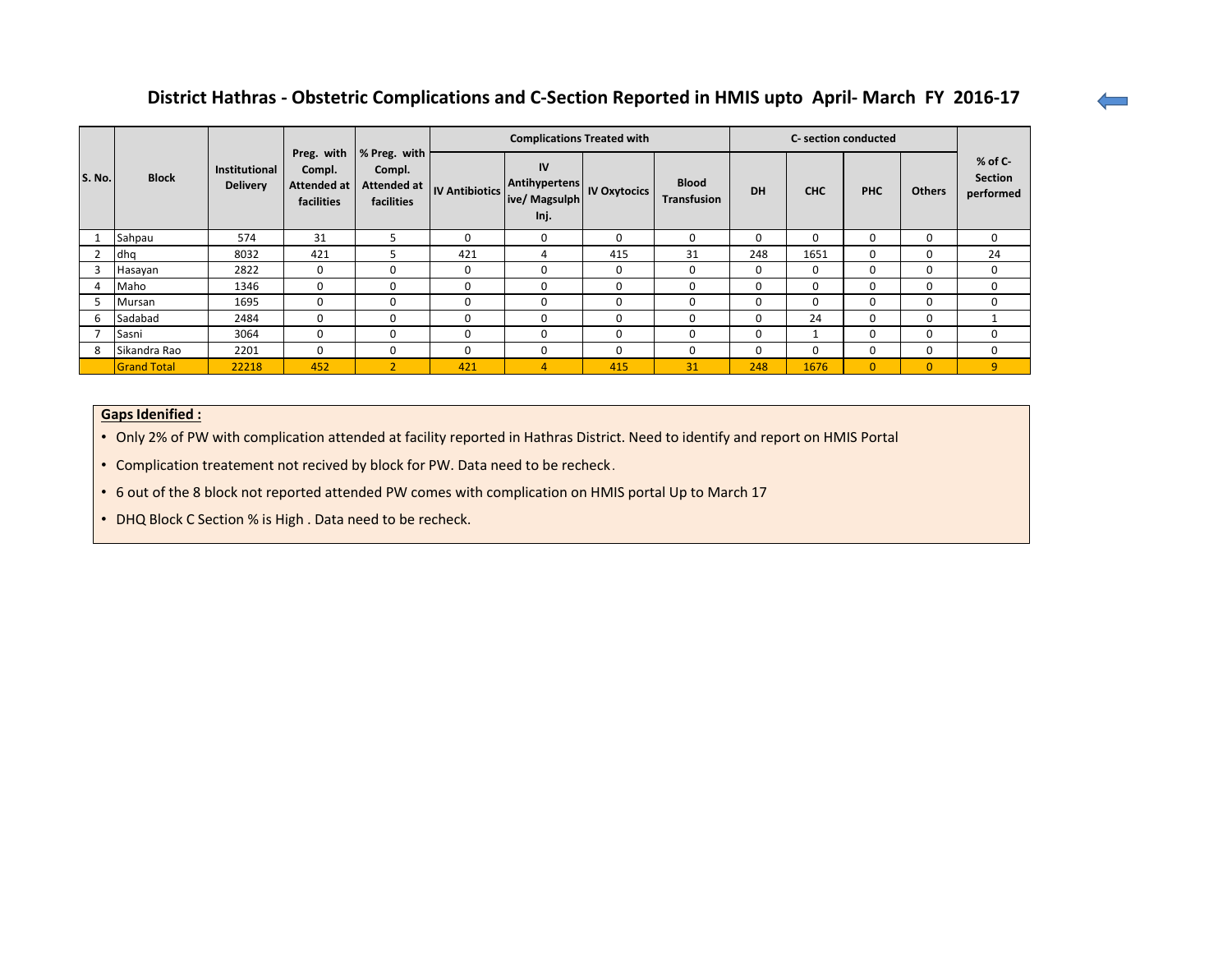## District Hathras - Obstetric Complications and C-Section Reported in HMIS upto April- March FY 2016-17

| S. No. | Block | Institutional Delivery | Preg. with Compl. Attended at facilities | % Preg. with Compl. Attended at facilities | Complications Treated with | | | | C- section conducted | | | | % of C-Section performed |
|---|---|---|---|---|---|---|---|---|---|---|---|---|---|
| | | | | | IV Antibiotics | IV Antihypertensive/ Magsulph Inj. | IV Oxytocics | Blood Transfusion | DH | CHC | PHC | Others | |
| 1 | Sahpau | 574 | 31 | 5 | 0 | 0 | 0 | 0 | 0 | 0 | 0 | 0 | 0 |
| 2 | dhq | 8032 | 421 | 5 | 421 | 4 | 415 | 31 | 248 | 1651 | 0 | 0 | 24 |
| 3 | Hasayan | 2822 | 0 | 0 | 0 | 0 | 0 | 0 | 0 | 0 | 0 | 0 | 0 |
| 4 | Maho | 1346 | 0 | 0 | 0 | 0 | 0 | 0 | 0 | 0 | 0 | 0 | 0 |
| 5 | Mursan | 1695 | 0 | 0 | 0 | 0 | 0 | 0 | 0 | 0 | 0 | 0 | 0 |
| 6 | Sadabad | 2484 | 0 | 0 | 0 | 0 | 0 | 0 | 0 | 24 | 0 | 0 | 1 |
| 7 | Sasni | 3064 | 0 | 0 | 0 | 0 | 0 | 0 | 0 | 1 | 0 | 0 | 0 |
| 8 | Sikandra Rao | 2201 | 0 | 0 | 0 | 0 | 0 | 0 | 0 | 0 | 0 | 0 | 0 |
| | Grand Total | 22218 | 452 | 2 | 421 | 4 | 415 | 31 | 248 | 1676 | 0 | 0 | 9 |

**Gaps Idenified :**

- Only 2% of PW with complication attended at facility reported in Hathras District. Need to identify and report on HMIS Portal
- Complication treatement not recived by block for PW. Data need to be recheck.
- 6 out of the 8 block not reported attended PW comes with complication on HMIS portal Up to March 17
- DHQ Block C Section % is High . Data need to be recheck.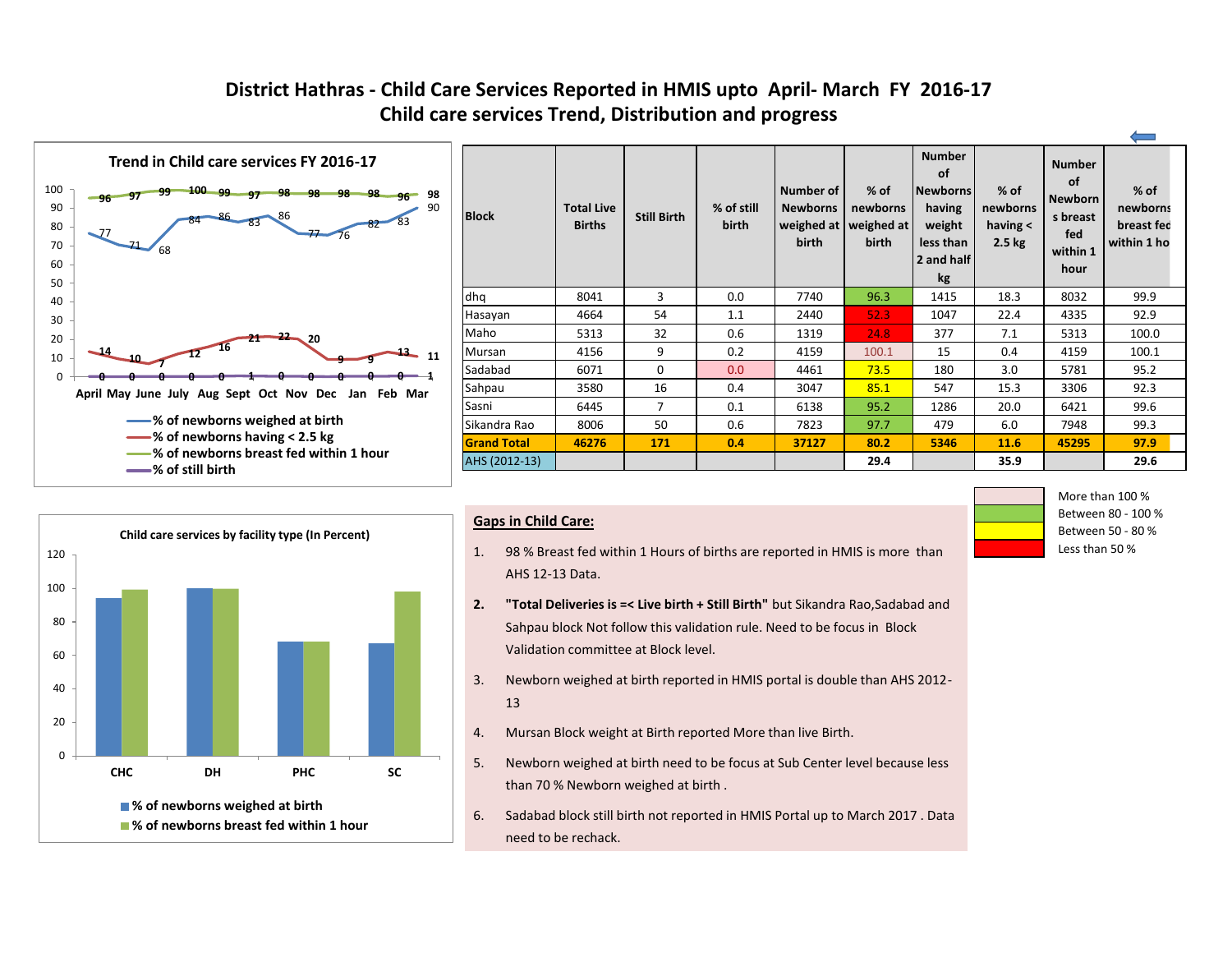# District Hathras - Child Care Services Reported in HMIS upto April- March FY 2016-17
## Child care services Trend, Distribution and progress

**Trend in Child care services FY 2016-17**

| Month | April | May | June | July | Aug | Sept | Oct | Nov | Dec | Jan | Feb | Mar |
|---|---|---|---|---|---|---|---|---|---|---|---|---|
| % of newborns weighed at birth | 77 | 71 | 68 | 84 | 86 | 83 | 86 | 77 | 76 | 82 | 83 | 90 |
| % of newborns having < 2.5 kg | 14 | 10 | 7 | 12 | 16 | 21 | 22 | 20 | 9 | 9 | 13 | 11 |
| % of newborns breast fed within 1 hour | 96 | 97 | 99 | 100 | 99 | 97 | 98 | 98 | 98 | 98 | 96 | 98 |
| % of still birth | 0 | 0 | 0 | 0 | 0 | 1 | 0 | 0 | 0 | 0 | 0 | 1 |

| Block | Total Live Births | Still Birth | % of still birth | Number of Newborns weighed at birth | % of newborns weighed at birth | Number of Newborns having weight less than 2 and half kg | % of newborns having < 2.5 kg | Number of Newborns breast fed within 1 hour | % of newborns breast fed within 1 hour |
|---|---|---|---|---|---|---|---|---|---|
| dhq | 8041 | 3 | 0.0 | 7740 | 96.3 | 1415 | 18.3 | 8032 | 99.9 |
| Hasayan | 4664 | 54 | 1.1 | 2440 | 52.3 | 1047 | 22.4 | 4335 | 92.9 |
| Maho | 5313 | 32 | 0.6 | 1319 | 24.8 | 377 | 7.1 | 5313 | 100.0 |
| Mursan | 4156 | 9 | 0.2 | 4159 | 100.1 | 15 | 0.4 | 4159 | 100.1 |
| Sadabad | 6071 | 0 | 0.0 | 4461 | 73.5 | 180 | 3.0 | 5781 | 95.2 |
| Sahpau | 3580 | 16 | 0.4 | 3047 | 85.1 | 547 | 15.3 | 3306 | 92.3 |
| Sasni | 6445 | 7 | 0.1 | 6138 | 95.2 | 1286 | 20.0 | 6421 | 99.6 |
| Sikandra Rao | 8006 | 50 | 0.6 | 7823 | 97.7 | 479 | 6.0 | 7948 | 99.3 |
| **Grand Total** | **46276** | **171** | **0.4** | **37127** | **80.2** | **5346** | **11.6** | **45295** | **97.9** |
| AHS (2012-13) | | | | | 29.4 | | 35.9 | | 29.6 |

Legend: More than 100 % ; Between 80 - 100 % ; Between 50 - 80 % ; Less than 50 %

**Child care services by facility type (In Percent)**

| Facility | % of newborns weighed at birth | % of newborns breast fed within 1 hour |
|---|---|---|
| CHC | 94 | 99 |
| DH | 100 | 100 |
| PHC | 68 | 68 |
| SC | 67 | 98 |

**Gaps in Child Care:**

1. 98 % Breast fed within 1 Hours of births are reported in HMIS is more than AHS 12-13 Data.
2. **"Total Deliveries is =< Live birth + Still Birth"** but Sikandra Rao,Sadabad and Sahpau block Not follow this validation rule. Need to be focus in Block Validation committee at Block level.
3. Newborn weighed at birth reported in HMIS portal is double than AHS 2012-13
4. Mursan Block weight at Birth reported More than live Birth.
5. Newborn weighed at birth need to be focus at Sub Center level because less than 70 % Newborn weighed at birth .
6. Sadabad block still birth not reported in HMIS Portal up to March 2017 . Data need to be rechack.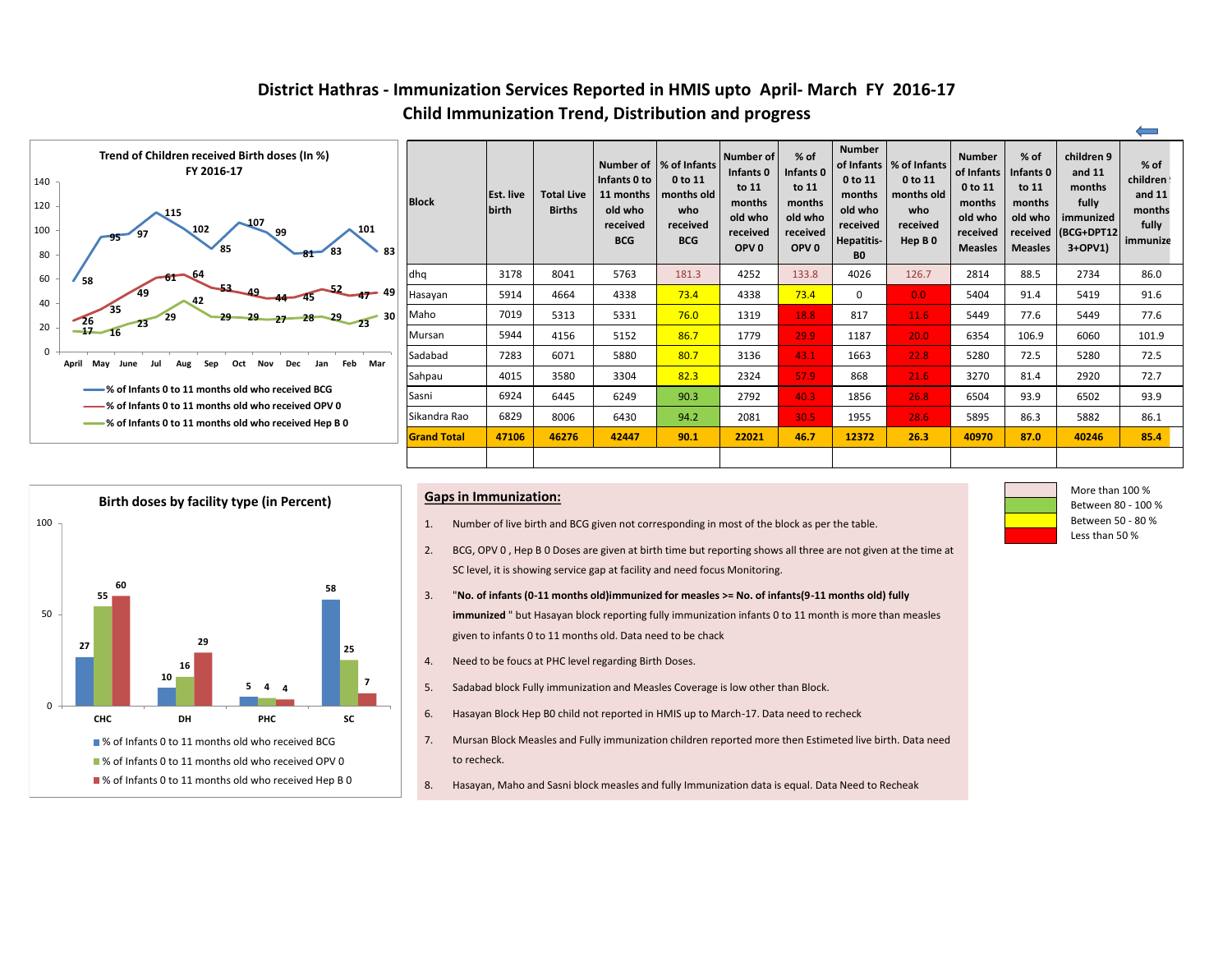# District Hathras - Immunization Services Reported in HMIS upto April- March FY 2016-17

## Child Immunization Trend, Distribution and progress

**Trend of Children received Birth doses (In %) FY 2016-17**

| Month | % of Infants 0 to 11 months old who received BCG | % of Infants 0 to 11 months old who received OPV 0 | % of Infants 0 to 11 months old who received Hep B 0 |
|---|---|---|---|
| April | 58 | 26 | 17 |
| May | 95 | 35 | 16 |
| June | 97 | 49 | 23 |
| Jul | 115 | 61 | 29 |
| Aug | 102 | 64 | 42 |
| Sep | 85 | 53 | 29 |
| Oct | 107 | 49 | 29 |
| Nov | 99 | 44 | 27 |
| Dec | 81 | 45 | 28 |
| Jan | 83 | 52 | 29 |
| Feb | 101 | 47 | 23 |
| Mar | 83 | 49 | 30 |

| Block | Est. live birth | Total Live Births | Number of Infants 0 to 11 months old who received BCG | % of Infants 0 to 11 months old who received BCG | Number of Infants 0 to 11 months old who received OPV 0 | % of Infants 0 to 11 months old who received OPV 0 | Number of Infants 0 to 11 months old who received Hepatitis-B0 | % of Infants 0 to 11 months old who received Hep B 0 | Number of Infants 0 to 11 months old who received Measles | % of Infants 0 to 11 months old who received Measles | children 9 and 11 months fully immunized (BCG+DPT123+OPV1) | % of children 9 and 11 months fully immunize |
|---|---|---|---|---|---|---|---|---|---|---|---|---|
| dhq | 3178 | 8041 | 5763 | 181.3 | 4252 | 133.8 | 4026 | 126.7 | 2814 | 88.5 | 2734 | 86.0 |
| Hasayan | 5914 | 4664 | 4338 | 73.4 | 4338 | 73.4 | 0 | 0.0 | 5404 | 91.4 | 5419 | 91.6 |
| Maho | 7019 | 5313 | 5331 | 76.0 | 1319 | 18.8 | 817 | 11.6 | 5449 | 77.6 | 5449 | 77.6 |
| Mursan | 5944 | 4156 | 5152 | 86.7 | 1779 | 29.9 | 1187 | 20.0 | 6354 | 106.9 | 6060 | 101.9 |
| Sadabad | 7283 | 6071 | 5880 | 80.7 | 3136 | 43.1 | 1663 | 22.8 | 5280 | 72.5 | 5280 | 72.5 |
| Sahpau | 4015 | 3580 | 3304 | 82.3 | 2324 | 57.9 | 868 | 21.6 | 3270 | 81.4 | 2920 | 72.7 |
| Sasni | 6924 | 6445 | 6249 | 90.3 | 2792 | 40.3 | 1856 | 26.8 | 6504 | 93.9 | 6502 | 93.9 |
| Sikandra Rao | 6829 | 8006 | 6430 | 94.2 | 2081 | 30.5 | 1955 | 28.6 | 5895 | 86.3 | 5882 | 86.1 |
| **Grand Total** | **47106** | **46276** | **42447** | **90.1** | **22021** | **46.7** | **12372** | **26.3** | **40970** | **87.0** | **40246** | **85.4** |

**Birth doses by facility type (in Percent)**

| Facility | % of Infants 0 to 11 months old who received BCG | % of Infants 0 to 11 months old who received OPV 0 | % of Infants 0 to 11 months old who received Hep B 0 |
|---|---|---|---|
| CHC | 27 | 55 | 60 |
| DH | 10 | 16 | 29 |
| PHC | 5 | 4 | 4 |
| SC | 58 | 25 | 7 |

### Gaps in Immunization:

1. Number of live birth and BCG given not corresponding in most of the block as per the table.
2. BCG, OPV 0 , Hep B 0 Doses are given at birth time but reporting shows all three are not given at the time at SC level, it is showing service gap at facility and need focus Monitoring.
3. "**No. of infants (0-11 months old)immunized for measles >= No. of infants(9-11 months old) fully immunized** " but Hasayan block reporting fully immunization infants 0 to 11 month is more than measles given to infants 0 to 11 months old. Data need to be chack
4. Need to be foucs at PHC level regarding Birth Doses.
5. Sadabad block Fully immunization and Measles Coverage is low other than Block.
6. Hasayan Block Hep B0 child not reported in HMIS up to March-17. Data need to recheck
7. Mursan Block Measles and Fully immunization children reported more then Estimeted live birth. Data need to recheck.
8. Hasayan, Maho and Sasni block measles and fully Immunization data is equal. Data Need to Recheak

| Legend | |
|---|---|
| More than 100 % | |
| Between 80 - 100 % | |
| Between 50 - 80 % | |
| Less than 50 % | |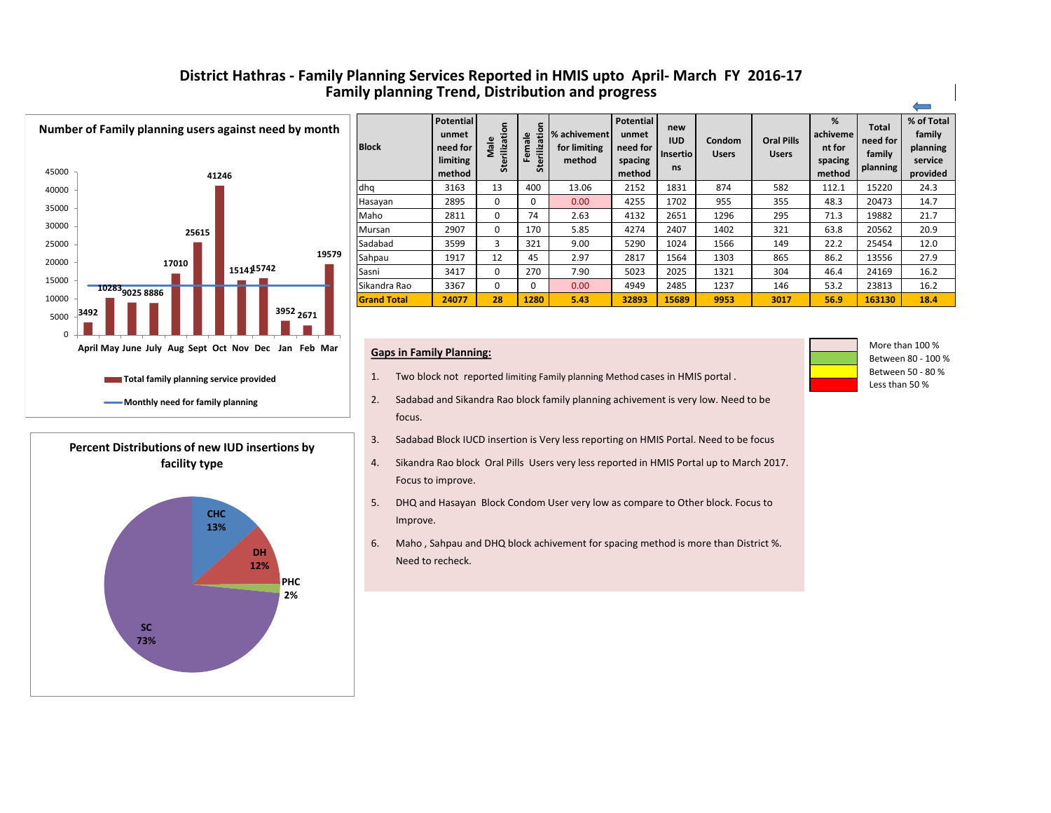# District Hathras - Family Planning Services Reported in HMIS upto April- March FY 2016-17

## Family planning Trend, Distribution and progress

**Number of Family planning users against need by month**

| Month | Total family planning service provided |
|---|---|
| April | 3492 |
| May | 10283 |
| June | 9025 |
| July | 8886 |
| Aug | 17010 |
| Sept | 25615 |
| Oct | 41246 |
| Nov | 15141 |
| Dec | 15742 |
| Jan | 3952 |
| Feb | 2671 |
| Mar | 19579 |

Total family planning service provided

Monthly need for family planning

**Percent Distributions of new IUD insertions by facility type**

| Facility type | Percent |
|---|---|
| CHC | 13% |
| DH | 12% |
| PHC | 2% |
| SC | 73% |

| Block | Potential unmet need for limiting method | Male Sterilization | Female Sterilization | % achievement for limiting method | Potential unmet need for spacing method | new IUD Insertions | Condom Users | Oral Pills Users | % achivement for spacing method | Total need for family planning | % of Total family planning service provided |
|---|---|---|---|---|---|---|---|---|---|---|---|
| dhq | 3163 | 13 | 400 | 13.06 | 2152 | 1831 | 874 | 582 | 112.1 | 15220 | 24.3 |
| Hasayan | 2895 | 0 | 0 | 0.00 | 4255 | 1702 | 955 | 355 | 48.3 | 20473 | 14.7 |
| Maho | 2811 | 0 | 74 | 2.63 | 4132 | 2651 | 1296 | 295 | 71.3 | 19882 | 21.7 |
| Mursan | 2907 | 0 | 170 | 5.85 | 4274 | 2407 | 1402 | 321 | 63.8 | 20562 | 20.9 |
| Sadabad | 3599 | 3 | 321 | 9.00 | 5290 | 1024 | 1566 | 149 | 22.2 | 25454 | 12.0 |
| Sahpau | 1917 | 12 | 45 | 2.97 | 2817 | 1564 | 1303 | 865 | 86.2 | 13556 | 27.9 |
| Sasni | 3417 | 0 | 270 | 7.90 | 5023 | 2025 | 1321 | 304 | 46.4 | 24169 | 16.2 |
| Sikandra Rao | 3367 | 0 | 0 | 0.00 | 4949 | 2485 | 1237 | 146 | 53.2 | 23813 | 16.2 |
| **Grand Total** | **24077** | **28** | **1280** | **5.43** | **32893** | **15689** | **9953** | **3017** | **56.9** | **163130** | **18.4** |

| Legend |
|---|
| More than 100 % |
| Between 80 - 100 % |
| Between 50 - 80 % |
| Less than 50 % |

**Gaps in Family Planning:**

1. Two block not reported limiting Family planning Method cases in HMIS portal .
2. Sadabad and Sikandra Rao block family planning achivement is very low. Need to be focus.
3. Sadabad Block IUCD insertion is Very less reporting on HMIS Portal. Need to be focus
4. Sikandra Rao block Oral Pills Users very less reported in HMIS Portal up to March 2017. Focus to improve.
5. DHQ and Hasayan Block Condom User very low as compare to Other block. Focus to Improve.
6. Maho , Sahpau and DHQ block achivement for spacing method is more than District %. Need to recheck.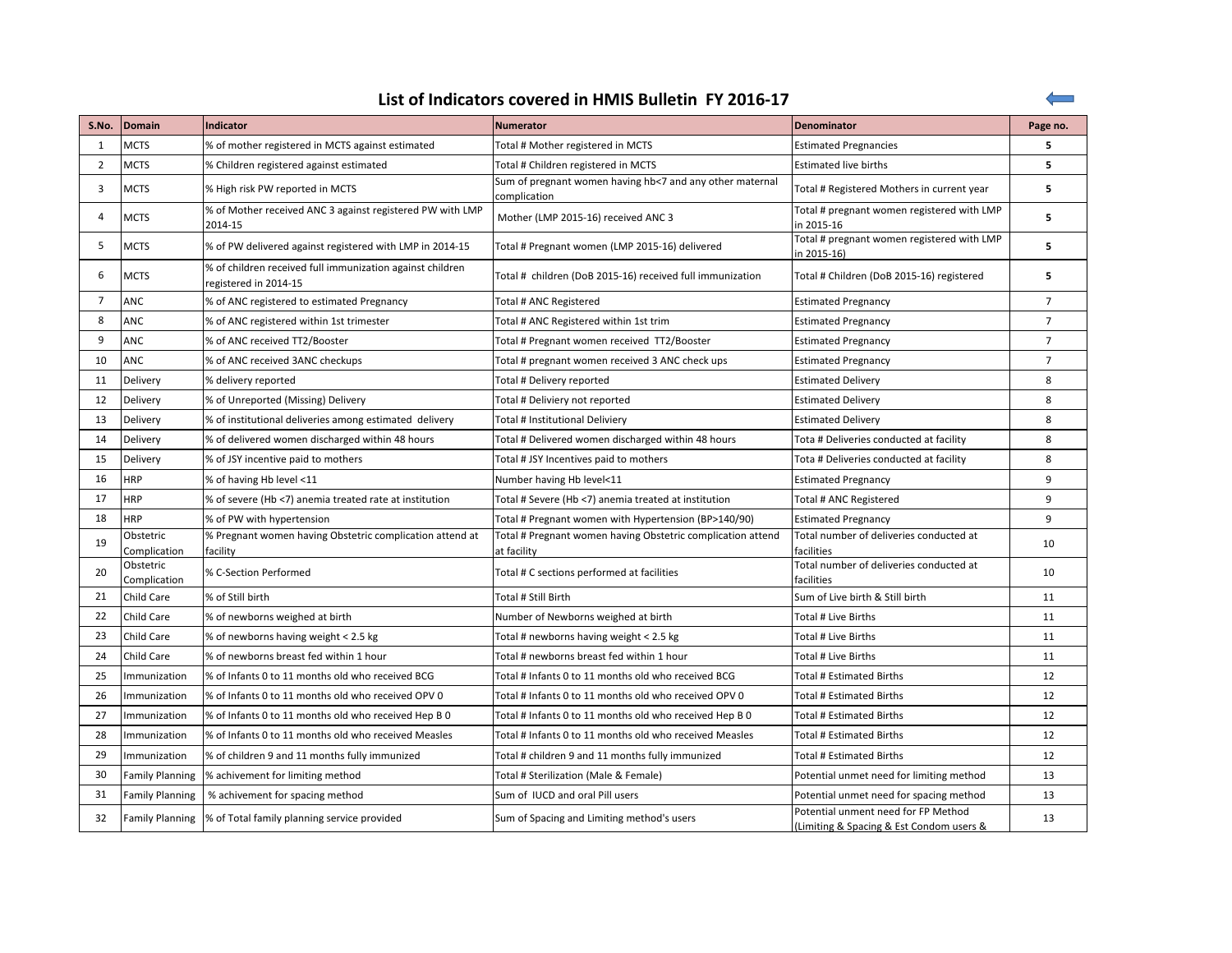# List of Indicators covered in HMIS Bulletin FY 2016-17

| S.No. | Domain | Indicator | Numerator | Denominator | Page no. |
|---|---|---|---|---|---|
| 1 | MCTS | % of mother registered in MCTS against estimated | Total # Mother registered in MCTS | Estimated Pregnancies | **5** |
| 2 | MCTS | % Children registered against estimated | Total # Children registered in MCTS | Estimated live births | **5** |
| 3 | MCTS | % High risk PW reported in MCTS | Sum of pregnant women having hb<7 and any other maternal complication | Total # Registered Mothers in current year | **5** |
| 4 | MCTS | % of Mother received ANC 3 against registered PW with LMP 2014-15 | Mother (LMP 2015-16) received ANC 3 | Total # pregnant women registered with LMP in 2015-16 | **5** |
| 5 | MCTS | % of PW delivered against registered with LMP in 2014-15 | Total # Pregnant women (LMP 2015-16) delivered | Total # pregnant women registered with LMP in 2015-16) | **5** |
| 6 | MCTS | % of children received full immunization against children registered in 2014-15 | Total # children (DoB 2015-16) received full immunization | Total # Children (DoB 2015-16) registered | **5** |
| 7 | ANC | % of ANC registered to estimated Pregnancy | Total # ANC Registered | Estimated Pregnancy | 7 |
| 8 | ANC | % of ANC registered within 1st trimester | Total # ANC Registered within 1st trim | Estimated Pregnancy | 7 |
| 9 | ANC | % of ANC received TT2/Booster | Total # Pregnant women received TT2/Booster | Estimated Pregnancy | 7 |
| 10 | ANC | % of ANC received 3ANC checkups | Total # pregnant women received 3 ANC check ups | Estimated Pregnancy | 7 |
| 11 | Delivery | % delivery reported | Total # Delivery reported | Estimated Delivery | 8 |
| 12 | Delivery | % of Unreported (Missing) Delivery | Total # Deliviery not reported | Estimated Delivery | 8 |
| 13 | Delivery | % of institutional deliveries among estimated delivery | Total # Institutional Deliviery | Estimated Delivery | 8 |
| 14 | Delivery | % of delivered women discharged within 48 hours | Total # Delivered women discharged within 48 hours | Tota # Deliveries conducted at facility | 8 |
| 15 | Delivery | % of JSY incentive paid to mothers | Total # JSY Incentives paid to mothers | Tota # Deliveries conducted at facility | 8 |
| 16 | HRP | % of having Hb level <11 | Number having Hb level<11 | Estimated Pregnancy | 9 |
| 17 | HRP | % of severe (Hb <7) anemia treated rate at institution | Total # Severe (Hb <7) anemia treated at institution | Total # ANC Registered | 9 |
| 18 | HRP | % of PW with hypertension | Total # Pregnant women with Hypertension (BP>140/90) | Estimated Pregnancy | 9 |
| 19 | Obstetric Complication | % Pregnant women having Obstetric complication attend at facility | Total # Pregnant women having Obstetric complication attend at facility | Total number of deliveries conducted at facilities | 10 |
| 20 | Obstetric Complication | % C-Section Performed | Total # C sections performed at facilities | Total number of deliveries conducted at facilities | 10 |
| 21 | Child Care | % of Still birth | Total # Still Birth | Sum of Live birth & Still birth | 11 |
| 22 | Child Care | % of newborns weighed at birth | Number of Newborns weighed at birth | Total # Live Births | 11 |
| 23 | Child Care | % of newborns having weight < 2.5 kg | Total # newborns having weight < 2.5 kg | Total # Live Births | 11 |
| 24 | Child Care | % of newborns breast fed within 1 hour | Total # newborns breast fed within 1 hour | Total # Live Births | 11 |
| 25 | Immunization | % of Infants 0 to 11 months old who received BCG | Total # Infants 0 to 11 months old who received BCG | Total # Estimated Births | 12 |
| 26 | Immunization | % of Infants 0 to 11 months old who received OPV 0 | Total # Infants 0 to 11 months old who received OPV 0 | Total # Estimated Births | 12 |
| 27 | Immunization | % of Infants 0 to 11 months old who received Hep B 0 | Total # Infants 0 to 11 months old who received Hep B 0 | Total # Estimated Births | 12 |
| 28 | Immunization | % of Infants 0 to 11 months old who received Measles | Total # Infants 0 to 11 months old who received Measles | Total # Estimated Births | 12 |
| 29 | Immunization | % of children 9 and 11 months fully immunized | Total # children 9 and 11 months fully immunized | Total # Estimated Births | 12 |
| 30 | Family Planning | % achivement for limiting method | Total # Sterilization (Male & Female) | Potential unmet need for limiting method | 13 |
| 31 | Family Planning | % achivement for spacing method | Sum of IUCD and oral Pill users | Potential unmet need for spacing method | 13 |
| 32 | Family Planning | % of Total family planning service provided | Sum of Spacing and Limiting method's users | Potential unment need for FP Method (Limiting & Spacing & Est Condom users & | 13 |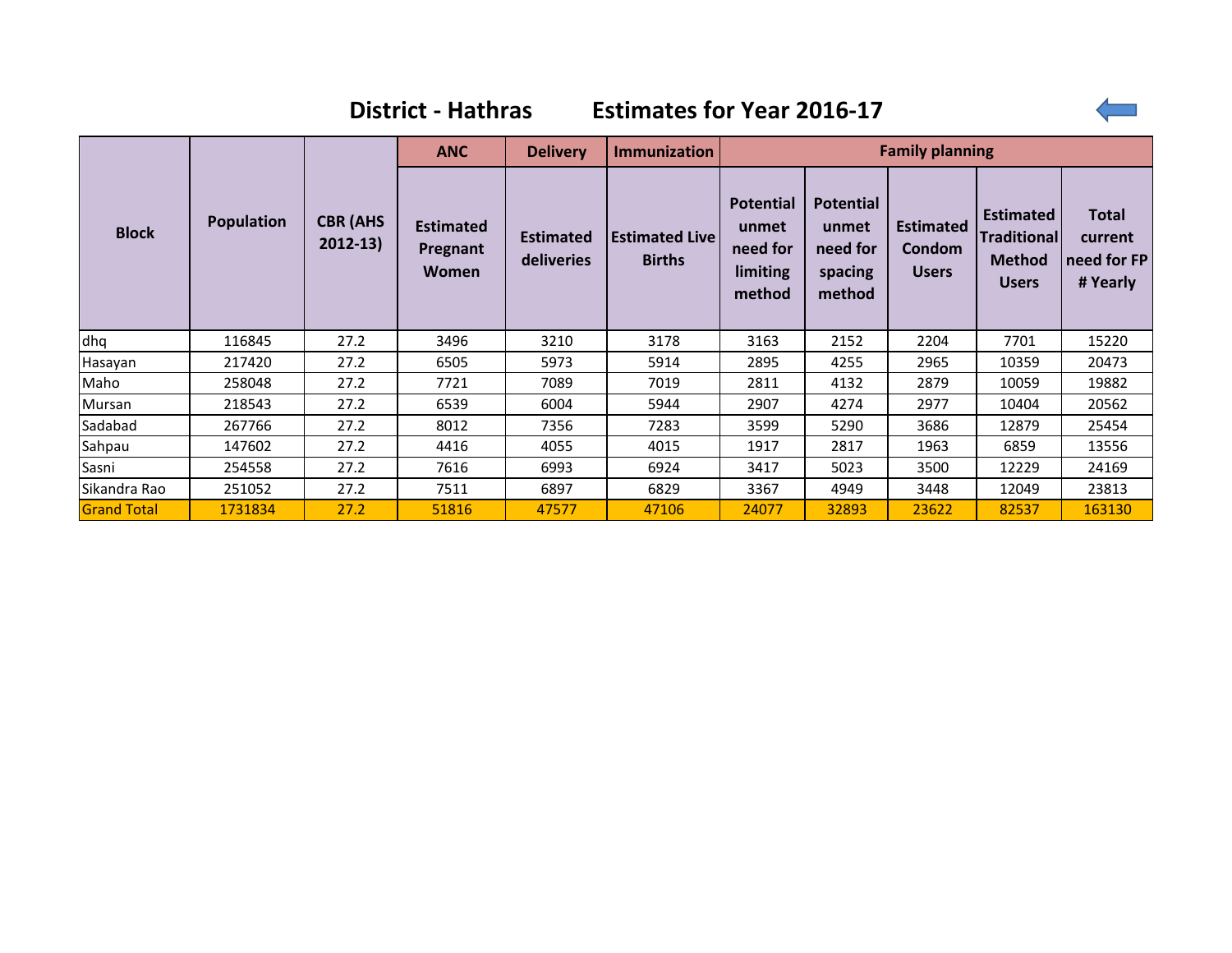# District - Hathras        Estimates for Year 2016-17

| Block | Population | CBR (AHS 2012-13) | ANC | Delivery | Immunization | Family planning | | | | |
|---|---|---|---|---|---|---|---|---|---|---|
| | | | Estimated Pregnant Women | Estimated deliveries | Estimated Live Births | Potential unmet need for limiting method | Potential unmet need for spacing method | Estimated Condom Users | Estimated Traditional Method Users | Total current need for FP # Yearly |
| dhq | 116845 | 27.2 | 3496 | 3210 | 3178 | 3163 | 2152 | 2204 | 7701 | 15220 |
| Hasayan | 217420 | 27.2 | 6505 | 5973 | 5914 | 2895 | 4255 | 2965 | 10359 | 20473 |
| Maho | 258048 | 27.2 | 7721 | 7089 | 7019 | 2811 | 4132 | 2879 | 10059 | 19882 |
| Mursan | 218543 | 27.2 | 6539 | 6004 | 5944 | 2907 | 4274 | 2977 | 10404 | 20562 |
| Sadabad | 267766 | 27.2 | 8012 | 7356 | 7283 | 3599 | 5290 | 3686 | 12879 | 25454 |
| Sahpau | 147602 | 27.2 | 4416 | 4055 | 4015 | 1917 | 2817 | 1963 | 6859 | 13556 |
| Sasni | 254558 | 27.2 | 7616 | 6993 | 6924 | 3417 | 5023 | 3500 | 12229 | 24169 |
| Sikandra Rao | 251052 | 27.2 | 7511 | 6897 | 6829 | 3367 | 4949 | 3448 | 12049 | 23813 |
| Grand Total | 1731834 | 27.2 | 51816 | 47577 | 47106 | 24077 | 32893 | 23622 | 82537 | 163130 |